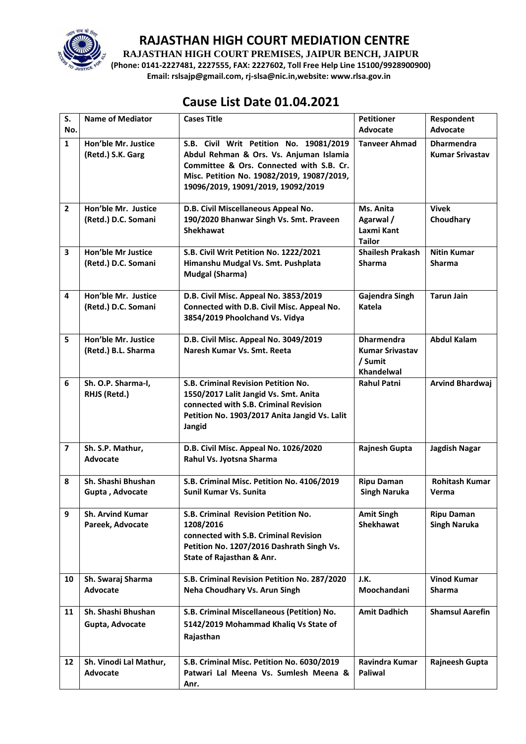# RAJASTHAN HIGH COURT MEDIATION CENTRE

**RAJASTHAN HIGH COURT PREMISES, JAIPUR BENCH, JAIPUR**

**(Phone: 0141-2227481, 2227555, FAX: 2227602, Toll Free Help Line 15100/9928900900)**

**Email: rslsajp@gmail.com, rj-slsa@nic.in,website: www.rlsa.gov.in**

## Cause List Date 01.04.2021

| S. No. | Name of Mediator | Cases Title | Petitioner Advocate | Respondent Advocate |
|---|---|---|---|---|
| 1 | Hon'ble Mr. Justice (Retd.) S.K. Garg | S.B. Civil Writ Petition No. 19081/2019 Abdul Rehman & Ors. Vs. Anjuman Islamia Committee & Ors. Connected with S.B. Cr. Misc. Petition No. 19082/2019, 19087/2019, 19096/2019, 19091/2019, 19092/2019 | Tanveer Ahmad | Dharmendra Kumar Srivastav |
| 2 | Hon'ble Mr. Justice (Retd.) D.C. Somani | D.B. Civil Miscellaneous Appeal No. 190/2020 Bhanwar Singh Vs. Smt. Praveen Shekhawat | Ms. Anita Agarwal / Laxmi Kant Tailor | Vivek Choudhary |
| 3 | Hon'ble Mr Justice (Retd.) D.C. Somani | S.B. Civil Writ Petition No. 1222/2021 Himanshu Mudgal Vs. Smt. Pushplata Mudgal (Sharma) | Shailesh Prakash Sharma | Nitin Kumar Sharma |
| 4 | Hon'ble Mr. Justice (Retd.) D.C. Somani | D.B. Civil Misc. Appeal No. 3853/2019 Connected with D.B. Civil Misc. Appeal No. 3854/2019 Phoolchand Vs. Vidya | Gajendra Singh Katela | Tarun Jain |
| 5 | Hon'ble Mr. Justice (Retd.) B.L. Sharma | D.B. Civil Misc. Appeal No. 3049/2019 Naresh Kumar Vs. Smt. Reeta | Dharmendra Kumar Srivastav / Sumit Khandelwal | Abdul Kalam |
| 6 | Sh. O.P. Sharma-I, RHJS (Retd.) | S.B. Criminal Revision Petition No. 1550/2017 Lalit Jangid Vs. Smt. Anita connected with S.B. Criminal Revision Petition No. 1903/2017 Anita Jangid Vs. Lalit Jangid | Rahul Patni | Arvind Bhardwaj |
| 7 | Sh. S.P. Mathur, Advocate | D.B. Civil Misc. Appeal No. 1026/2020 Rahul Vs. Jyotsna Sharma | Rajnesh Gupta | Jagdish Nagar |
| 8 | Sh. Shashi Bhushan Gupta , Advocate | S.B. Criminal Misc. Petition No. 4106/2019 Sunil Kumar Vs. Sunita | Ripu Daman Singh Naruka | Rohitash Kumar Verma |
| 9 | Sh. Arvind Kumar Pareek, Advocate | S.B. Criminal Revision Petition No. 1208/2016 connected with S.B. Criminal Revision Petition No. 1207/2016 Dashrath Singh Vs. State of Rajasthan & Anr. | Amit Singh Shekhawat | Ripu Daman Singh Naruka |
| 10 | Sh. Swaraj Sharma Advocate | S.B. Criminal Revision Petition No. 287/2020 Neha Choudhary Vs. Arun Singh | J.K. Moochandani | Vinod Kumar Sharma |
| 11 | Sh. Shashi Bhushan Gupta, Advocate | S.B. Criminal Miscellaneous (Petition) No. 5142/2019 Mohammad Khaliq Vs State of Rajasthan | Amit Dadhich | Shamsul Aarefin |
| 12 | Sh. Vinodi Lal Mathur, Advocate | S.B. Criminal Misc. Petition No. 6030/2019 Patwari Lal Meena Vs. Sumlesh Meena & Anr. | Ravindra Kumar Paliwal | Rajneesh Gupta |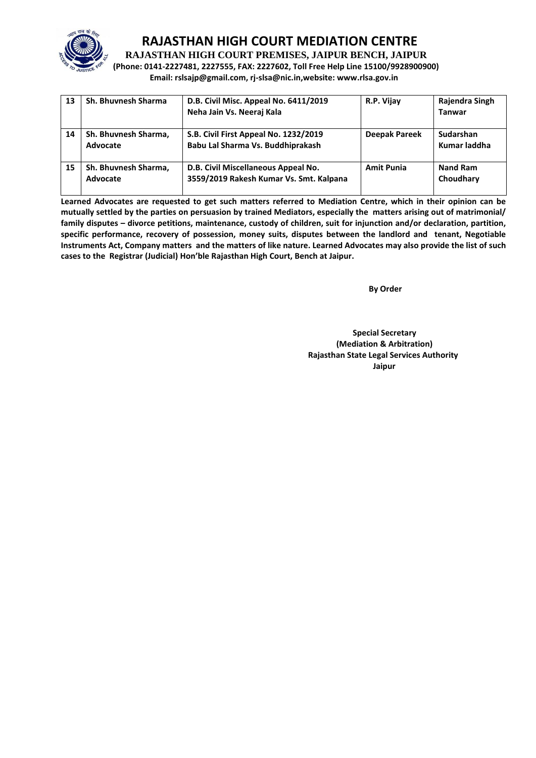# RAJASTHAN HIGH COURT MEDIATION CENTRE

**RAJASTHAN HIGH COURT PREMISES, JAIPUR BENCH, JAIPUR**

**(Phone: 0141-2227481, 2227555, FAX: 2227602, Toll Free Help Line 15100/9928900900)**

**Email: rslsajp@gmail.com, rj-slsa@nic.in,website: www.rlsa.gov.in**

| | | | | |
|---|---|---|---|---|
| 13 | Sh. Bhuvnesh Sharma | D.B. Civil Misc. Appeal No. 6411/2019 Neha Jain Vs. Neeraj Kala | R.P. Vijay | Rajendra Singh Tanwar |
| 14 | Sh. Bhuvnesh Sharma, Advocate | S.B. Civil First Appeal No. 1232/2019 Babu Lal Sharma Vs. Buddhiprakash | Deepak Pareek | Sudarshan Kumar laddha |
| 15 | Sh. Bhuvnesh Sharma, Advocate | D.B. Civil Miscellaneous Appeal No. 3559/2019 Rakesh Kumar Vs. Smt. Kalpana | Amit Punia | Nand Ram Choudhary |

**Learned Advocates are requested to get such matters referred to Mediation Centre, which in their opinion can be mutually settled by the parties on persuasion by trained Mediators, especially the matters arising out of matrimonial/ family disputes – divorce petitions, maintenance, custody of children, suit for injunction and/or declaration, partition, specific performance, recovery of possession, money suits, disputes between the landlord and tenant, Negotiable Instruments Act, Company matters and the matters of like nature. Learned Advocates may also provide the list of such cases to the Registrar (Judicial) Hon'ble Rajasthan High Court, Bench at Jaipur.**

**By Order**

**Special Secretary**
**(Mediation & Arbitration)**
**Rajasthan State Legal Services Authority**
**Jaipur**